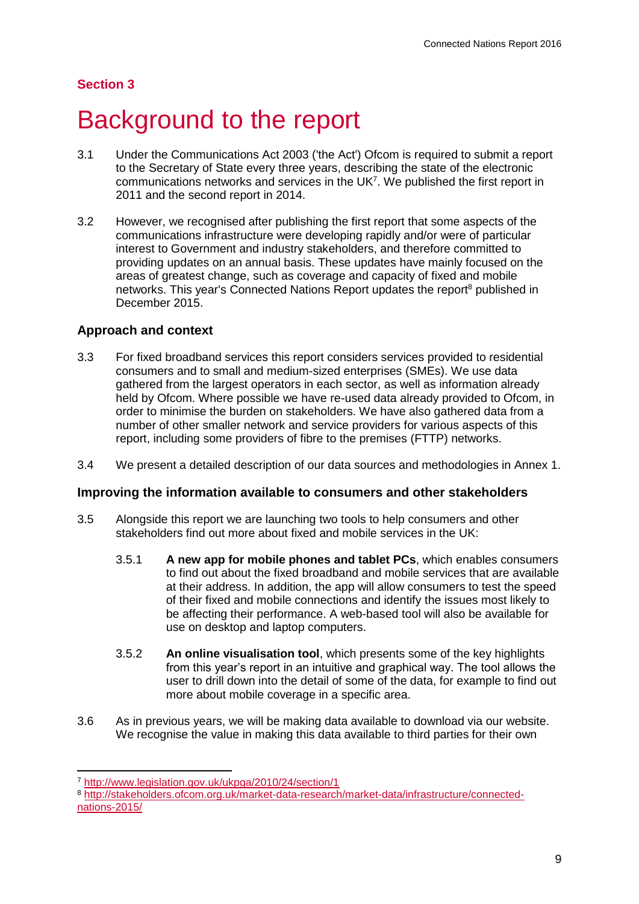## Section 3

# Background to the report

3.1 Under the Communications Act 2003 ('the Act') Ofcom is required to submit a report to the Secretary of State every three years, describing the state of the electronic communications networks and services in the UK[7]. We published the first report in 2011 and the second report in 2014.

3.2 However, we recognised after publishing the first report that some aspects of the communications infrastructure were developing rapidly and/or were of particular interest to Government and industry stakeholders, and therefore committed to providing updates on an annual basis. These updates have mainly focused on the areas of greatest change, such as coverage and capacity of fixed and mobile networks. This year's Connected Nations Report updates the report[8] published in December 2015.

### Approach and context

3.3 For fixed broadband services this report considers services provided to residential consumers and to small and medium-sized enterprises (SMEs). We use data gathered from the largest operators in each sector, as well as information already held by Ofcom. Where possible we have re-used data already provided to Ofcom, in order to minimise the burden on stakeholders. We have also gathered data from a number of other smaller network and service providers for various aspects of this report, including some providers of fibre to the premises (FTTP) networks.

3.4 We present a detailed description of our data sources and methodologies in Annex 1.

### Improving the information available to consumers and other stakeholders

3.5 Alongside this report we are launching two tools to help consumers and other stakeholders find out more about fixed and mobile services in the UK:

3.5.1 **A new app for mobile phones and tablet PCs**, which enables consumers to find out about the fixed broadband and mobile services that are available at their address. In addition, the app will allow consumers to test the speed of their fixed and mobile connections and identify the issues most likely to be affecting their performance. A web-based tool will also be available for use on desktop and laptop computers.

3.5.2 **An online visualisation tool**, which presents some of the key highlights from this year's report in an intuitive and graphical way. The tool allows the user to drill down into the detail of some of the data, for example to find out more about mobile coverage in a specific area.

3.6 As in previous years, we will be making data available to download via our website. We recognise the value in making this data available to third parties for their own

---

[7] http://www.legislation.gov.uk/ukpga/2010/24/section/1

[8] http://stakeholders.ofcom.org.uk/market-data-research/market-data/infrastructure/connected-nations-2015/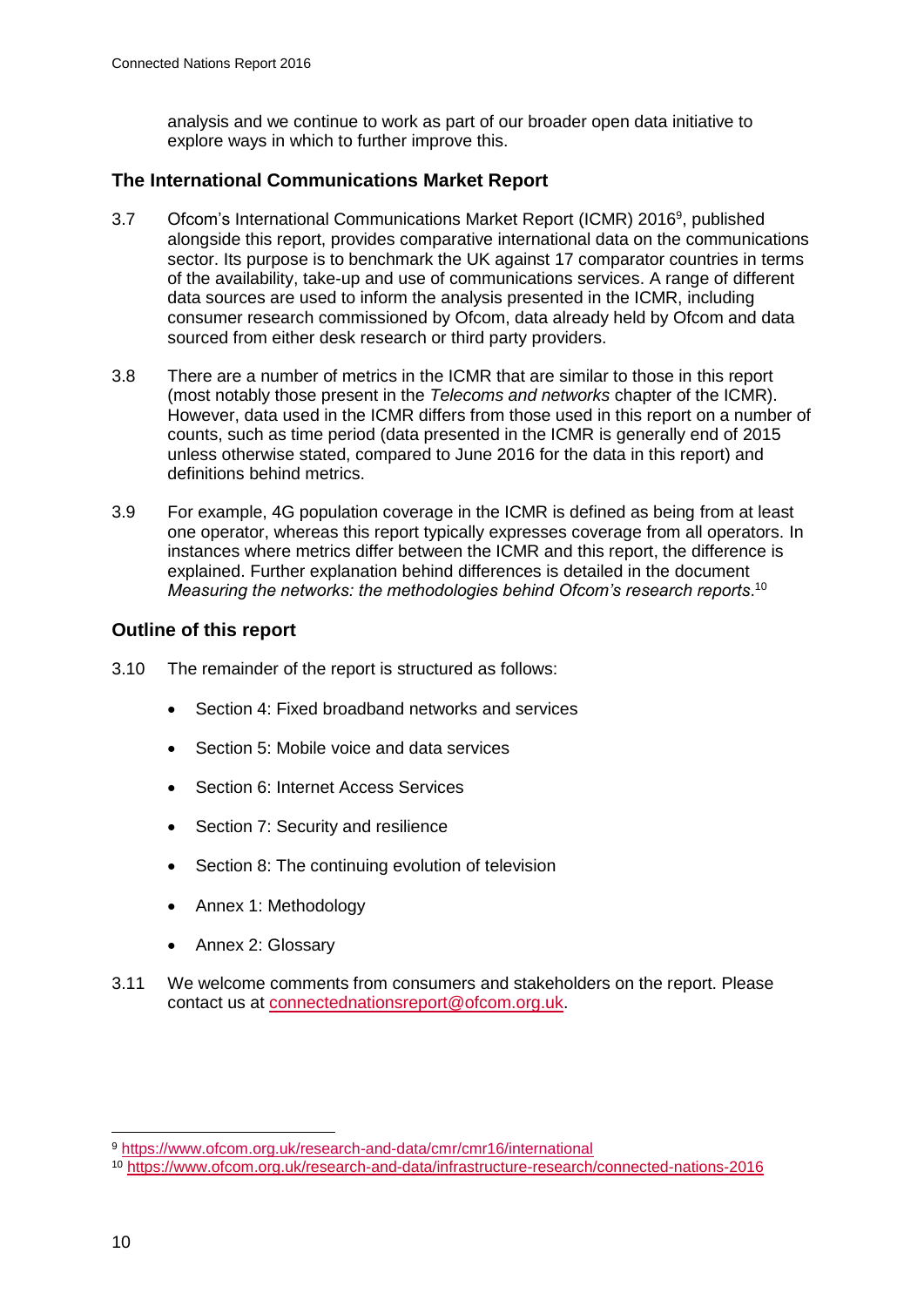analysis and we continue to work as part of our broader open data initiative to explore ways in which to further improve this.

## The International Communications Market Report

3.7 Ofcom's International Communications Market Report (ICMR) 2016[9], published alongside this report, provides comparative international data on the communications sector. Its purpose is to benchmark the UK against 17 comparator countries in terms of the availability, take-up and use of communications services. A range of different data sources are used to inform the analysis presented in the ICMR, including consumer research commissioned by Ofcom, data already held by Ofcom and data sourced from either desk research or third party providers.

3.8 There are a number of metrics in the ICMR that are similar to those in this report (most notably those present in the *Telecoms and networks* chapter of the ICMR). However, data used in the ICMR differs from those used in this report on a number of counts, such as time period (data presented in the ICMR is generally end of 2015 unless otherwise stated, compared to June 2016 for the data in this report) and definitions behind metrics.

3.9 For example, 4G population coverage in the ICMR is defined as being from at least one operator, whereas this report typically expresses coverage from all operators. In instances where metrics differ between the ICMR and this report, the difference is explained. Further explanation behind differences is detailed in the document *Measuring the networks: the methodologies behind Ofcom's research reports*.[10]

## Outline of this report

3.10 The remainder of the report is structured as follows:

- Section 4: Fixed broadband networks and services
- Section 5: Mobile voice and data services
- Section 6: Internet Access Services
- Section 7: Security and resilience
- Section 8: The continuing evolution of television
- Annex 1: Methodology
- Annex 2: Glossary

3.11 We welcome comments from consumers and stakeholders on the report. Please contact us at connectednationsreport@ofcom.org.uk.

---

[9] https://www.ofcom.org.uk/research-and-data/cmr/cmr16/international

[10] https://www.ofcom.org.uk/research-and-data/infrastructure-research/connected-nations-2016